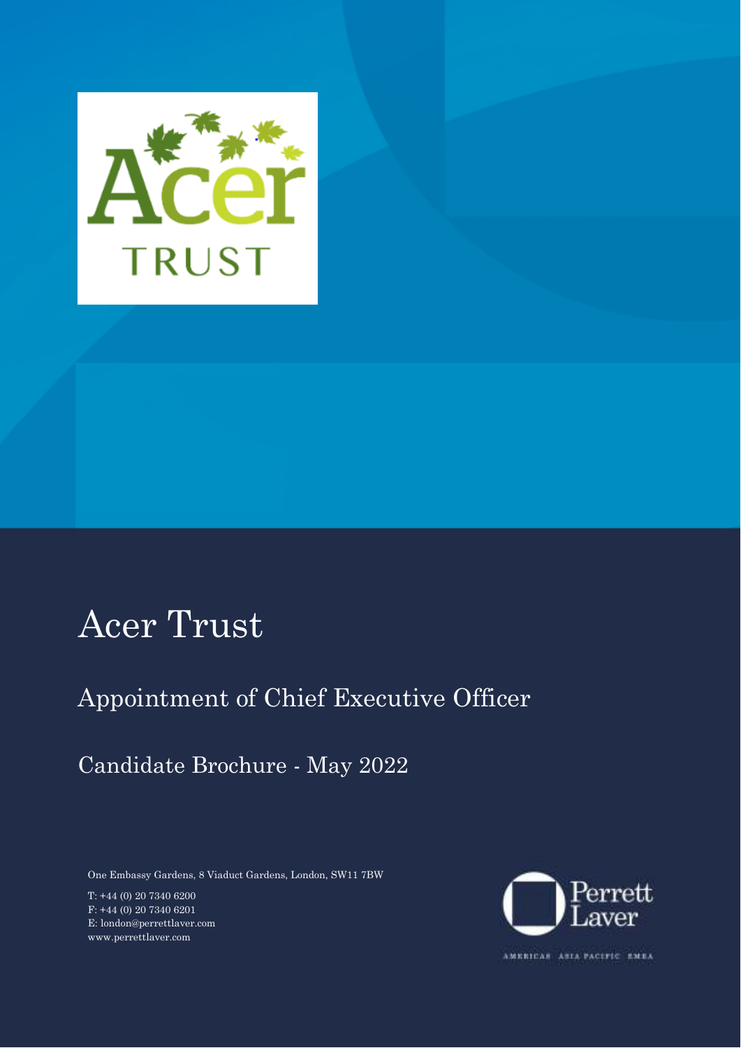Acer TRUST

# Acer Trust

## Appointment of Chief Executive Officer

### Candidate Brochure - May 2022

One Embassy Gardens, 8 Viaduct Gardens, London, SW11 7BW

T: +44 (0) 20 7340 6200
F: +44 (0) 20 7340 6201
E: london@perrettlaver.com
www.perrettlaver.com

Perrett Laver

AMERICAS ASIA PACIFIC EMEA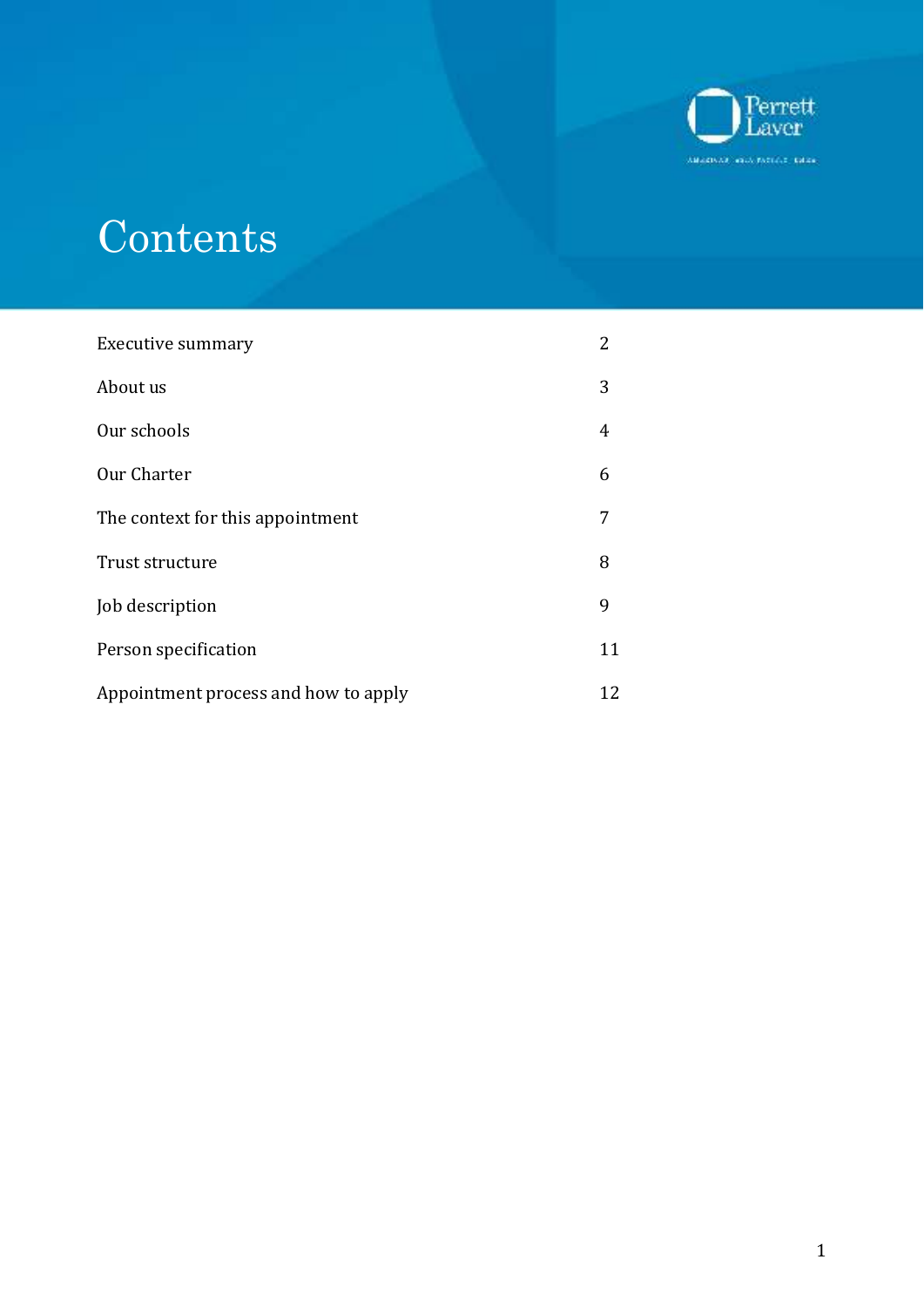# Contents

| | |
|---|---|
| Executive summary | 2 |
| About us | 3 |
| Our schools | 4 |
| Our Charter | 6 |
| The context for this appointment | 7 |
| Trust structure | 8 |
| Job description | 9 |
| Person specification | 11 |
| Appointment process and how to apply | 12 |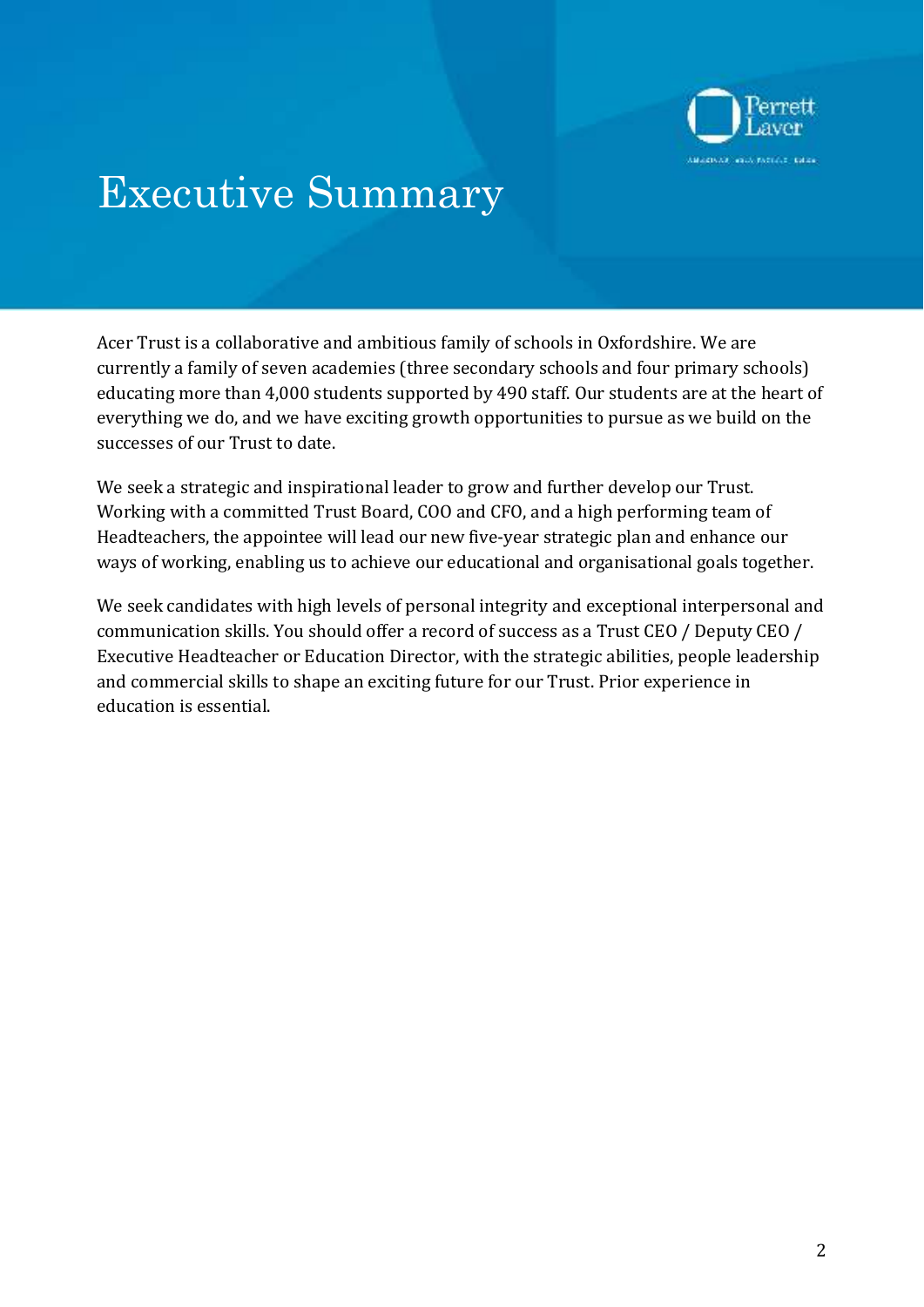# Executive Summary

Acer Trust is a collaborative and ambitious family of schools in Oxfordshire. We are currently a family of seven academies (three secondary schools and four primary schools) educating more than 4,000 students supported by 490 staff. Our students are at the heart of everything we do, and we have exciting growth opportunities to pursue as we build on the successes of our Trust to date.

We seek a strategic and inspirational leader to grow and further develop our Trust. Working with a committed Trust Board, COO and CFO, and a high performing team of Headteachers, the appointee will lead our new five-year strategic plan and enhance our ways of working, enabling us to achieve our educational and organisational goals together.

We seek candidates with high levels of personal integrity and exceptional interpersonal and communication skills. You should offer a record of success as a Trust CEO / Deputy CEO / Executive Headteacher or Education Director, with the strategic abilities, people leadership and commercial skills to shape an exciting future for our Trust. Prior experience in education is essential.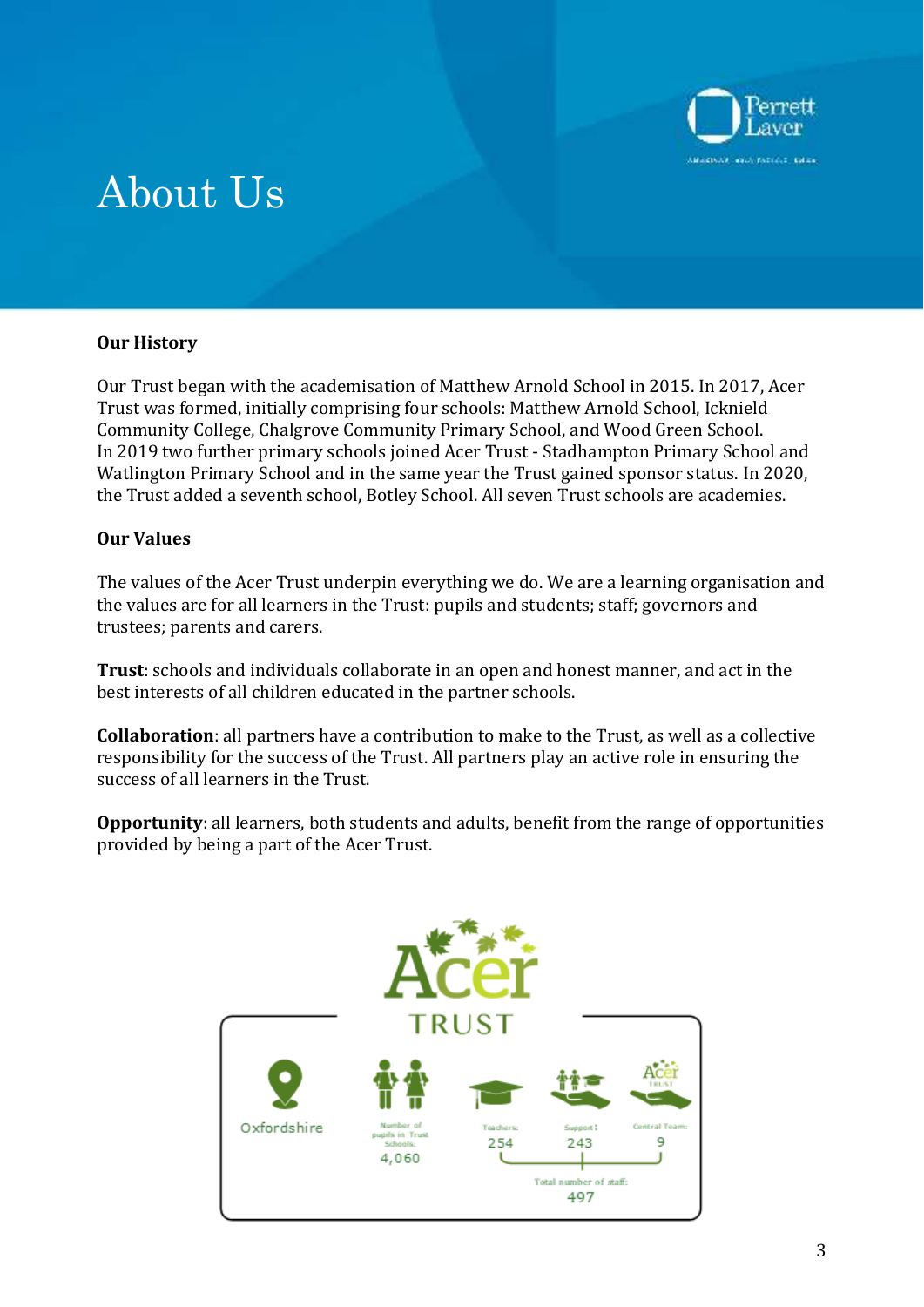# About Us

**Our History**

Our Trust began with the academisation of Matthew Arnold School in 2015. In 2017, Acer Trust was formed, initially comprising four schools: Matthew Arnold School, Icknield Community College, Chalgrove Community Primary School, and Wood Green School. In 2019 two further primary schools joined Acer Trust - Stadhampton Primary School and Watlington Primary School and in the same year the Trust gained sponsor status. In 2020, the Trust added a seventh school, Botley School. All seven Trust schools are academies.

**Our Values**

The values of the Acer Trust underpin everything we do. We are a learning organisation and the values are for all learners in the Trust: pupils and students; staff; governors and trustees; parents and carers.

**Trust**: schools and individuals collaborate in an open and honest manner, and act in the best interests of all children educated in the partner schools.

**Collaboration**: all partners have a contribution to make to the Trust, as well as a collective responsibility for the success of the Trust. All partners play an active role in ensuring the success of all learners in the Trust.

**Opportunity**: all learners, both students and adults, benefit from the range of opportunities provided by being a part of the Acer Trust.

Acer TRUST

- Oxfordshire
- Number of pupils in Trust Schools: 4,060
- Teachers: 254
- Support: 243
- Central Team: 9
- Total number of staff: 497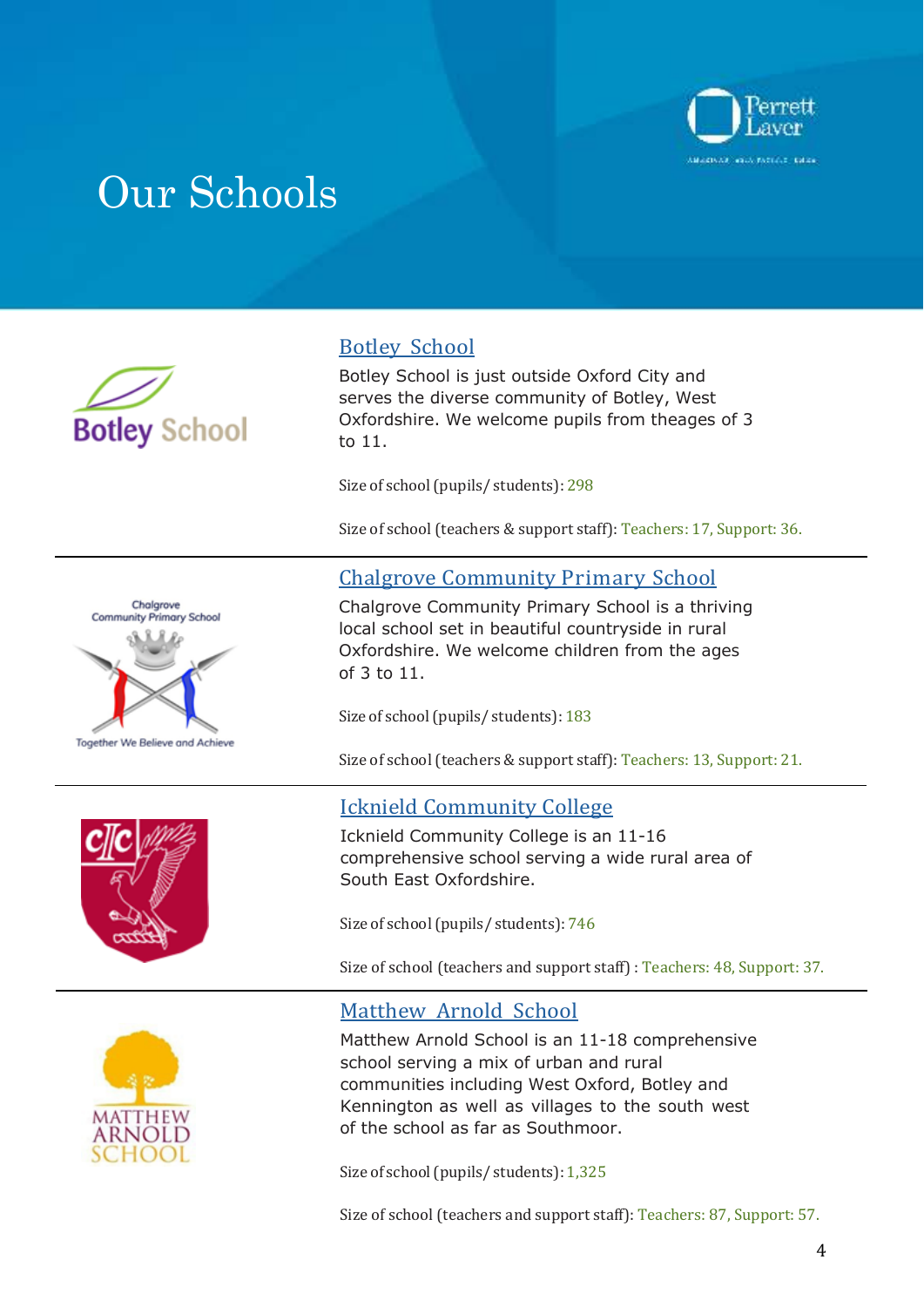# Our Schools

## Botley School

Botley School is just outside Oxford City and serves the diverse community of Botley, West Oxfordshire. We welcome pupils from theages of 3 to 11.

Size of school (pupils/ students): 298

Size of school (teachers & support staff): Teachers: 17, Support: 36.

---

## Chalgrove Community Primary School

Chalgrove Community Primary School is a thriving local school set in beautiful countryside in rural Oxfordshire. We welcome children from the ages of 3 to 11.

Size of school (pupils/ students): 183

Size of school (teachers & support staff): Teachers: 13, Support: 21.

---

## Icknield Community College

Icknield Community College is an 11-16 comprehensive school serving a wide rural area of South East Oxfordshire.

Size of school (pupils/ students): 746

Size of school (teachers and support staff) : Teachers: 48, Support: 37.

---

## Matthew Arnold School

Matthew Arnold School is an 11-18 comprehensive school serving a mix of urban and rural communities including West Oxford, Botley and Kennington as well as villages to the south west of the school as far as Southmoor.

Size of school (pupils/ students): 1,325

Size of school (teachers and support staff): Teachers: 87, Support: 57.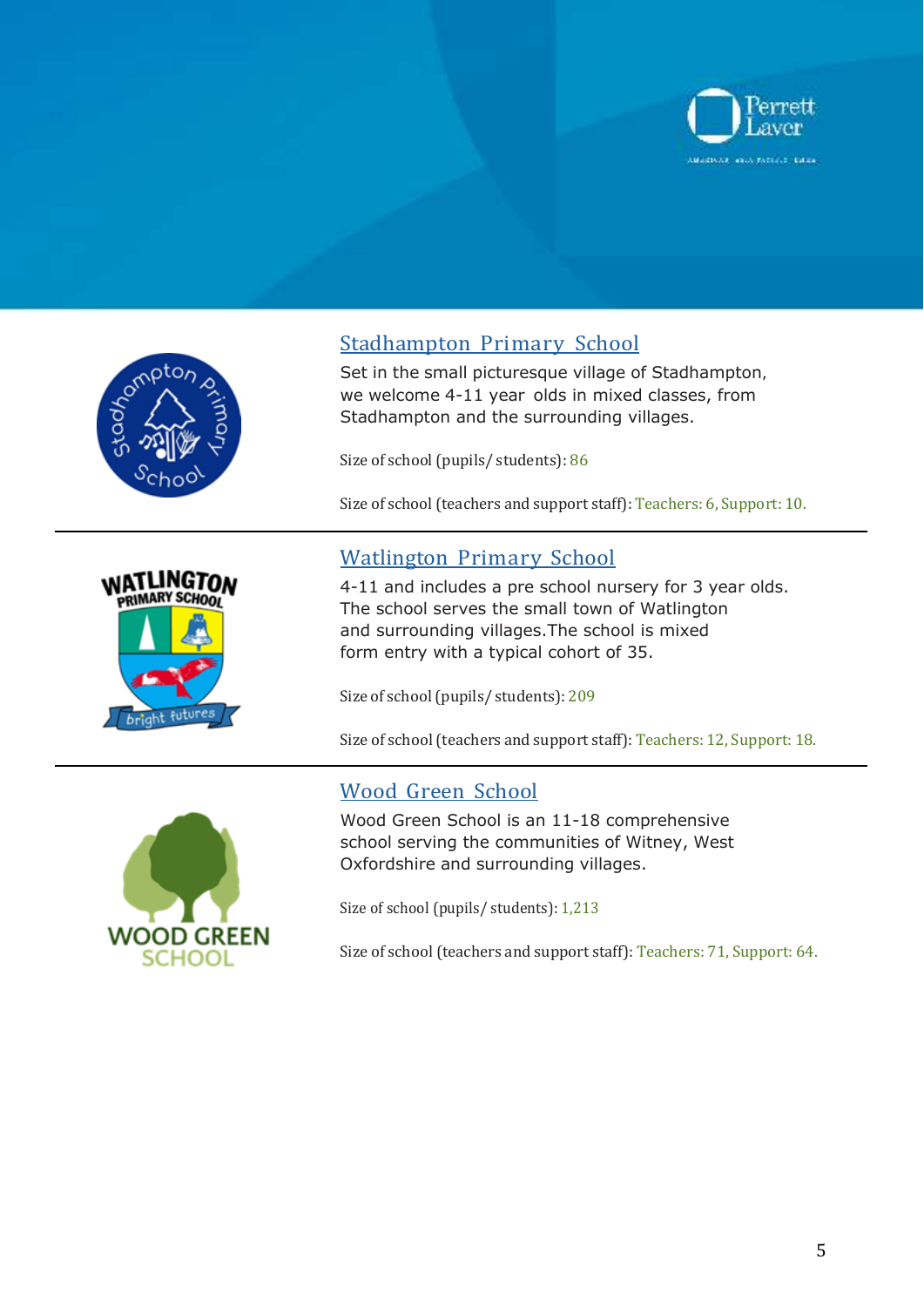## Stadhampton Primary School

Set in the small picturesque village of Stadhampton, we welcome 4-11 year olds in mixed classes, from Stadhampton and the surrounding villages.

Size of school (pupils/ students): 86

Size of school (teachers and support staff): Teachers: 6, Support: 10.

---

## Watlington Primary School

4-11 and includes a pre school nursery for 3 year olds. The school serves the small town of Watlington and surrounding villages.The school is mixed form entry with a typical cohort of 35.

Size of school (pupils/ students): 209

Size of school (teachers and support staff): Teachers: 12, Support: 18.

---

## Wood Green School

Wood Green School is an 11-18 comprehensive school serving the communities of Witney, West Oxfordshire and surrounding villages.

Size of school (pupils/ students): 1,213

Size of school (teachers and support staff): Teachers: 71, Support: 64.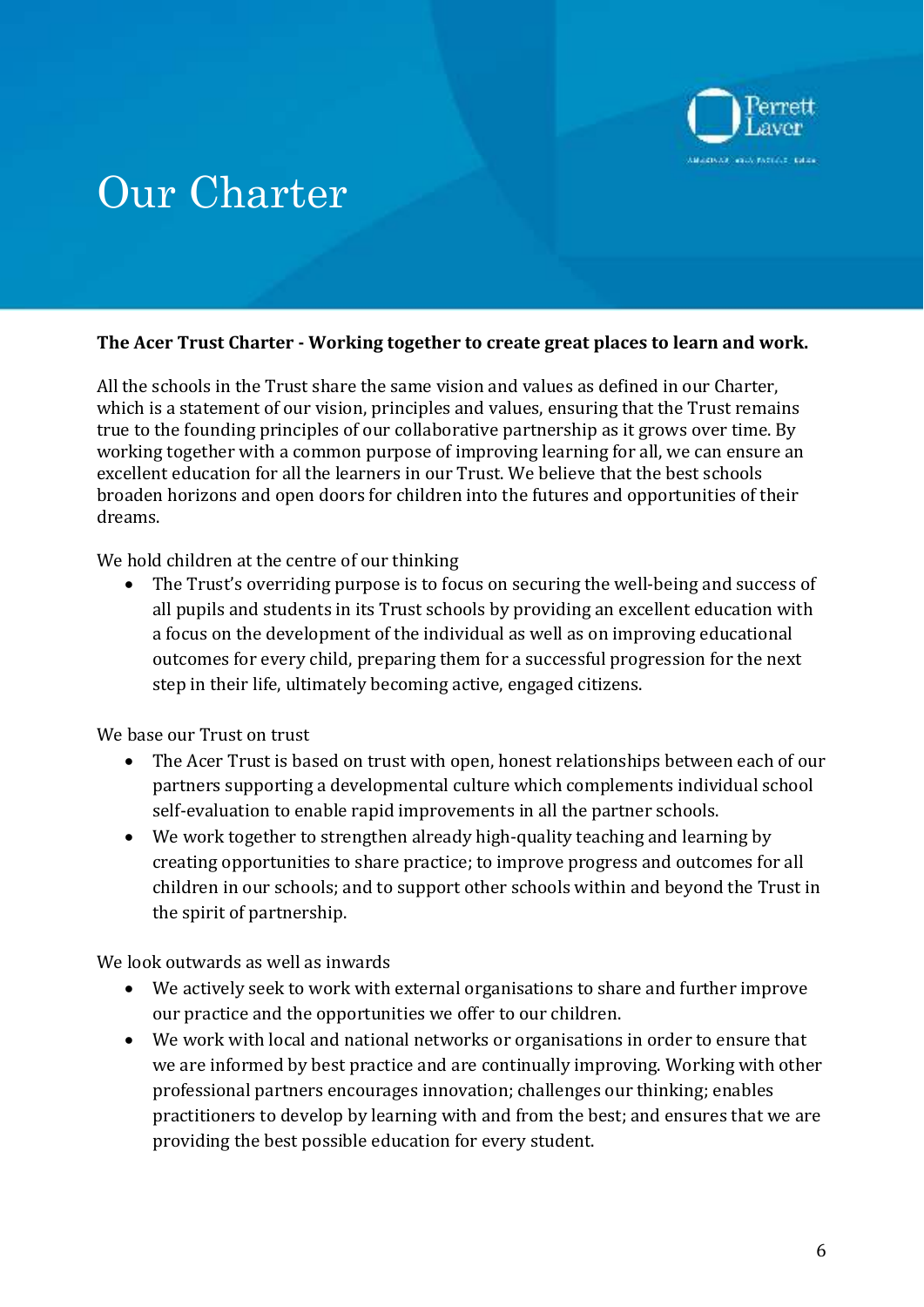# Our Charter

**The Acer Trust Charter - Working together to create great places to learn and work.**

All the schools in the Trust share the same vision and values as defined in our Charter, which is a statement of our vision, principles and values, ensuring that the Trust remains true to the founding principles of our collaborative partnership as it grows over time. By working together with a common purpose of improving learning for all, we can ensure an excellent education for all the learners in our Trust. We believe that the best schools broaden horizons and open doors for children into the futures and opportunities of their dreams.

We hold children at the centre of our thinking

- The Trust's overriding purpose is to focus on securing the well-being and success of all pupils and students in its Trust schools by providing an excellent education with a focus on the development of the individual as well as on improving educational outcomes for every child, preparing them for a successful progression for the next step in their life, ultimately becoming active, engaged citizens.

We base our Trust on trust

- The Acer Trust is based on trust with open, honest relationships between each of our partners supporting a developmental culture which complements individual school self-evaluation to enable rapid improvements in all the partner schools.
- We work together to strengthen already high-quality teaching and learning by creating opportunities to share practice; to improve progress and outcomes for all children in our schools; and to support other schools within and beyond the Trust in the spirit of partnership.

We look outwards as well as inwards

- We actively seek to work with external organisations to share and further improve our practice and the opportunities we offer to our children.
- We work with local and national networks or organisations in order to ensure that we are informed by best practice and are continually improving. Working with other professional partners encourages innovation; challenges our thinking; enables practitioners to develop by learning with and from the best; and ensures that we are providing the best possible education for every student.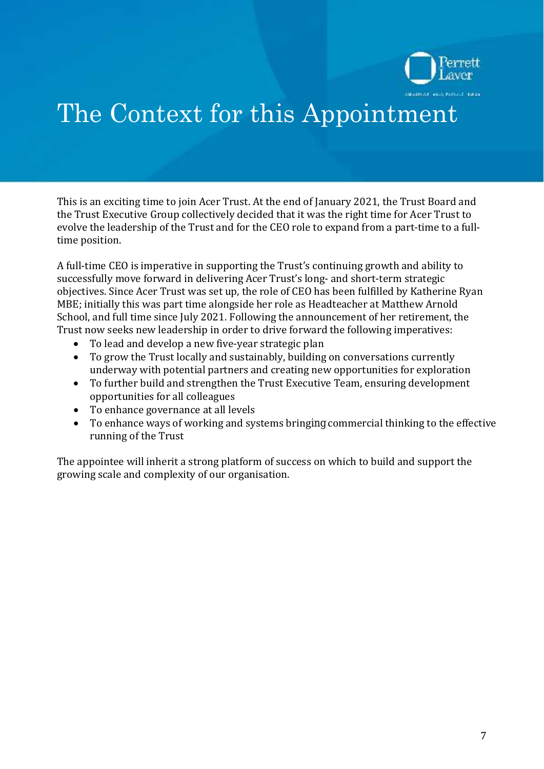# The Context for this Appointment

This is an exciting time to join Acer Trust. At the end of January 2021, the Trust Board and the Trust Executive Group collectively decided that it was the right time for Acer Trust to evolve the leadership of the Trust and for the CEO role to expand from a part-time to a full-time position.

A full-time CEO is imperative in supporting the Trust's continuing growth and ability to successfully move forward in delivering Acer Trust's long- and short-term strategic objectives. Since Acer Trust was set up, the role of CEO has been fulfilled by Katherine Ryan MBE; initially this was part time alongside her role as Headteacher at Matthew Arnold School, and full time since July 2021. Following the announcement of her retirement, the Trust now seeks new leadership in order to drive forward the following imperatives:

- To lead and develop a new five-year strategic plan
- To grow the Trust locally and sustainably, building on conversations currently underway with potential partners and creating new opportunities for exploration
- To further build and strengthen the Trust Executive Team, ensuring development opportunities for all colleagues
- To enhance governance at all levels
- To enhance ways of working and systems bringing commercial thinking to the effective running of the Trust

The appointee will inherit a strong platform of success on which to build and support the growing scale and complexity of our organisation.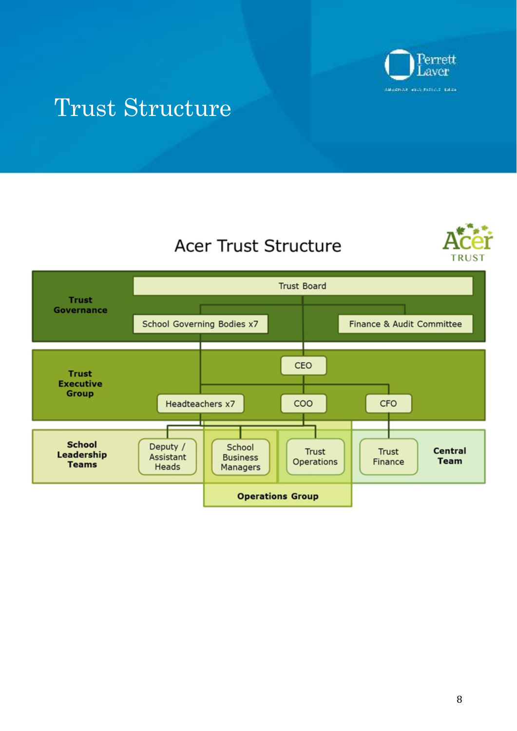# Trust Structure

## Acer Trust Structure

**Trust Governance**
- Trust Board
  - School Governing Bodies x7
  - Finance & Audit Committee

**Trust Executive Group**
- CEO
  - Headteachers x7
  - COO
  - CFO

**School Leadership Teams**
- Deputy / Assistant Heads
- School Business Managers

**Central Team**
- Trust Operations
- Trust Finance

**Operations Group**
- School Business Managers
- Trust Operations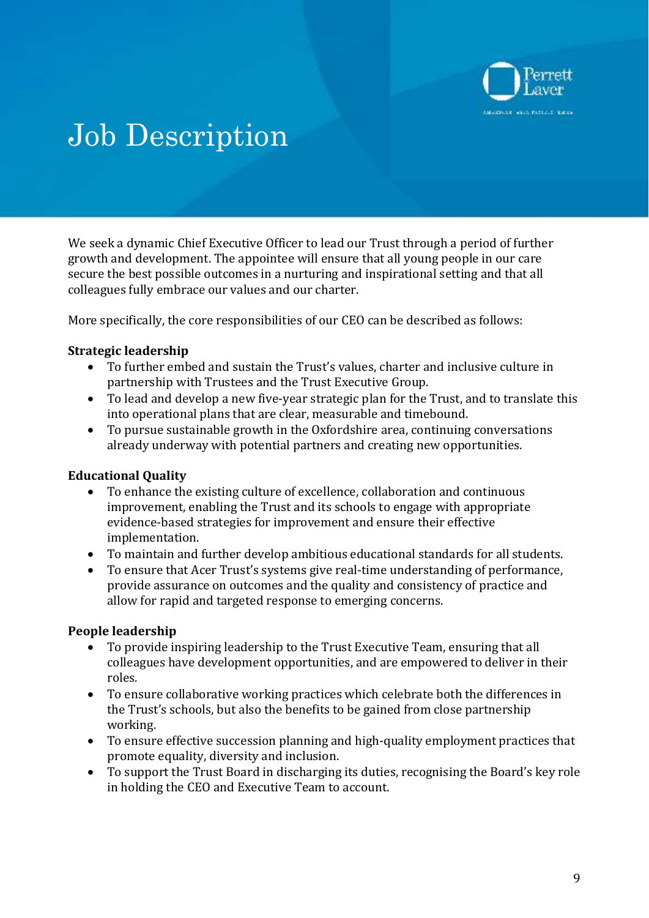# Job Description

We seek a dynamic Chief Executive Officer to lead our Trust through a period of further growth and development. The appointee will ensure that all young people in our care secure the best possible outcomes in a nurturing and inspirational setting and that all colleagues fully embrace our values and our charter.

More specifically, the core responsibilities of our CEO can be described as follows:

**Strategic leadership**

- To further embed and sustain the Trust's values, charter and inclusive culture in partnership with Trustees and the Trust Executive Group.
- To lead and develop a new five-year strategic plan for the Trust, and to translate this into operational plans that are clear, measurable and timebound.
- To pursue sustainable growth in the Oxfordshire area, continuing conversations already underway with potential partners and creating new opportunities.

**Educational Quality**

- To enhance the existing culture of excellence, collaboration and continuous improvement, enabling the Trust and its schools to engage with appropriate evidence-based strategies for improvement and ensure their effective implementation.
- To maintain and further develop ambitious educational standards for all students.
- To ensure that Acer Trust's systems give real-time understanding of performance, provide assurance on outcomes and the quality and consistency of practice and allow for rapid and targeted response to emerging concerns.

**People leadership**

- To provide inspiring leadership to the Trust Executive Team, ensuring that all colleagues have development opportunities, and are empowered to deliver in their roles.
- To ensure collaborative working practices which celebrate both the differences in the Trust's schools, but also the benefits to be gained from close partnership working.
- To ensure effective succession planning and high-quality employment practices that promote equality, diversity and inclusion.
- To support the Trust Board in discharging its duties, recognising the Board's key role in holding the CEO and Executive Team to account.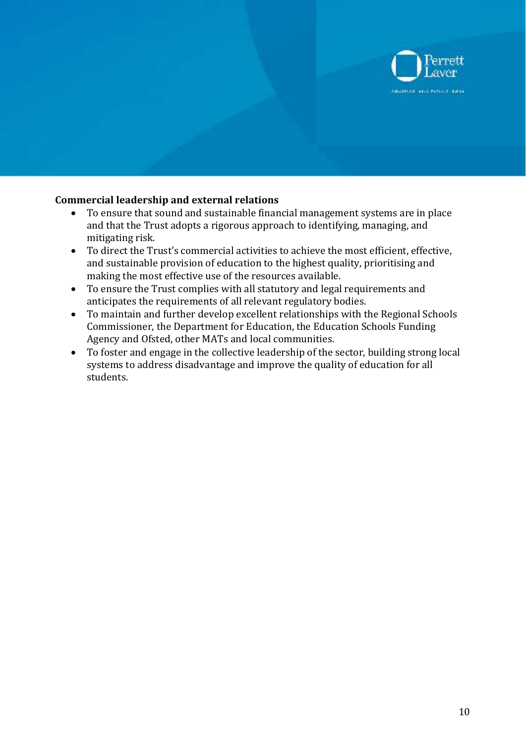**Commercial leadership and external relations**

- To ensure that sound and sustainable financial management systems are in place and that the Trust adopts a rigorous approach to identifying, managing, and mitigating risk.
- To direct the Trust's commercial activities to achieve the most efficient, effective, and sustainable provision of education to the highest quality, prioritising and making the most effective use of the resources available.
- To ensure the Trust complies with all statutory and legal requirements and anticipates the requirements of all relevant regulatory bodies.
- To maintain and further develop excellent relationships with the Regional Schools Commissioner, the Department for Education, the Education Schools Funding Agency and Ofsted, other MATs and local communities.
- To foster and engage in the collective leadership of the sector, building strong local systems to address disadvantage and improve the quality of education for all students.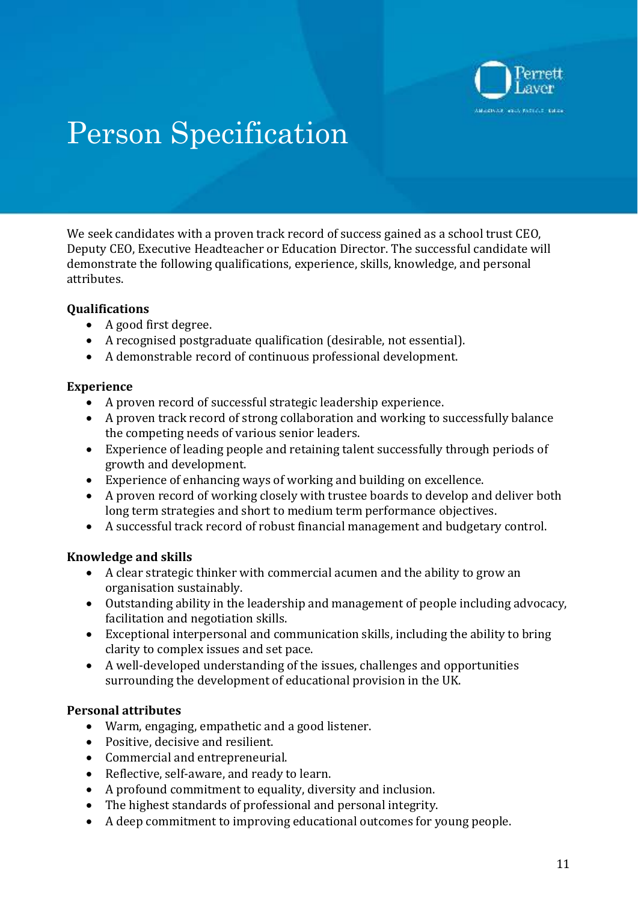# Person Specification

We seek candidates with a proven track record of success gained as a school trust CEO, Deputy CEO, Executive Headteacher or Education Director. The successful candidate will demonstrate the following qualifications, experience, skills, knowledge, and personal attributes.

**Qualifications**

- A good first degree.
- A recognised postgraduate qualification (desirable, not essential).
- A demonstrable record of continuous professional development.

**Experience**

- A proven record of successful strategic leadership experience.
- A proven track record of strong collaboration and working to successfully balance the competing needs of various senior leaders.
- Experience of leading people and retaining talent successfully through periods of growth and development.
- Experience of enhancing ways of working and building on excellence.
- A proven record of working closely with trustee boards to develop and deliver both long term strategies and short to medium term performance objectives.
- A successful track record of robust financial management and budgetary control.

**Knowledge and skills**

- A clear strategic thinker with commercial acumen and the ability to grow an organisation sustainably.
- Outstanding ability in the leadership and management of people including advocacy, facilitation and negotiation skills.
- Exceptional interpersonal and communication skills, including the ability to bring clarity to complex issues and set pace.
- A well-developed understanding of the issues, challenges and opportunities surrounding the development of educational provision in the UK.

**Personal attributes**

- Warm, engaging, empathetic and a good listener.
- Positive, decisive and resilient.
- Commercial and entrepreneurial.
- Reflective, self-aware, and ready to learn.
- A profound commitment to equality, diversity and inclusion.
- The highest standards of professional and personal integrity.
- A deep commitment to improving educational outcomes for young people.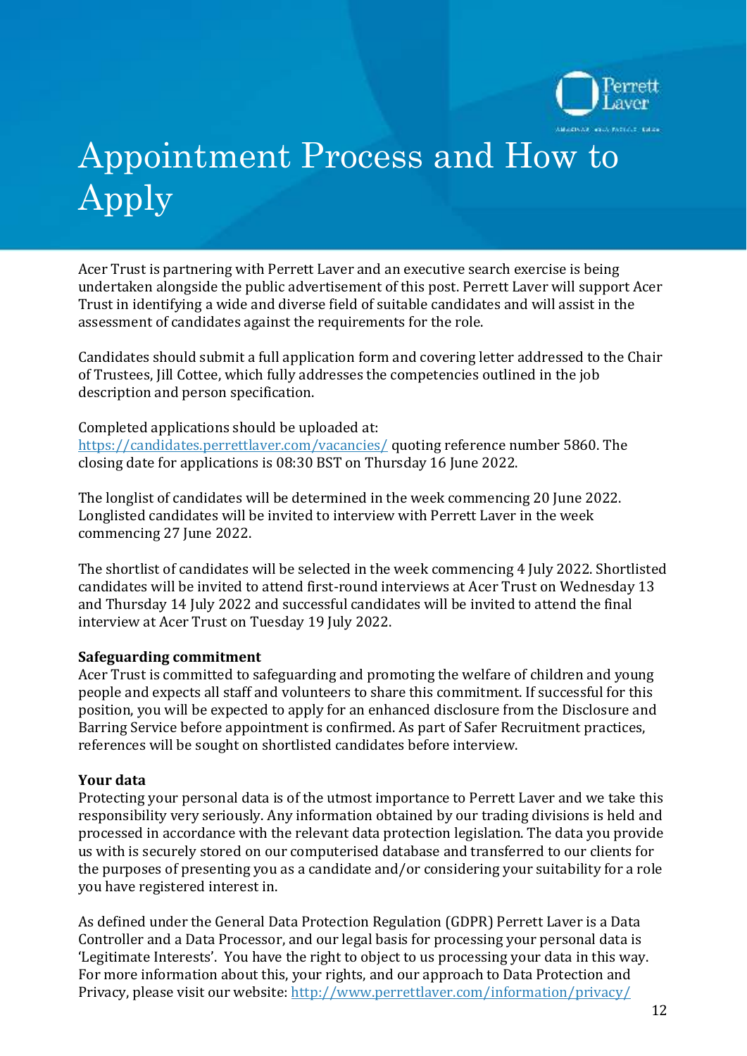# Appointment Process and How to Apply

Acer Trust is partnering with Perrett Laver and an executive search exercise is being undertaken alongside the public advertisement of this post. Perrett Laver will support Acer Trust in identifying a wide and diverse field of suitable candidates and will assist in the assessment of candidates against the requirements for the role.

Candidates should submit a full application form and covering letter addressed to the Chair of Trustees, Jill Cottee, which fully addresses the competencies outlined in the job description and person specification.

Completed applications should be uploaded at: https://candidates.perrettlaver.com/vacancies/ quoting reference number 5860. The closing date for applications is 08:30 BST on Thursday 16 June 2022.

The longlist of candidates will be determined in the week commencing 20 June 2022. Longlisted candidates will be invited to interview with Perrett Laver in the week commencing 27 June 2022.

The shortlist of candidates will be selected in the week commencing 4 July 2022. Shortlisted candidates will be invited to attend first-round interviews at Acer Trust on Wednesday 13 and Thursday 14 July 2022 and successful candidates will be invited to attend the final interview at Acer Trust on Tuesday 19 July 2022.

**Safeguarding commitment**

Acer Trust is committed to safeguarding and promoting the welfare of children and young people and expects all staff and volunteers to share this commitment. If successful for this position, you will be expected to apply for an enhanced disclosure from the Disclosure and Barring Service before appointment is confirmed. As part of Safer Recruitment practices, references will be sought on shortlisted candidates before interview.

**Your data**

Protecting your personal data is of the utmost importance to Perrett Laver and we take this responsibility very seriously. Any information obtained by our trading divisions is held and processed in accordance with the relevant data protection legislation. The data you provide us with is securely stored on our computerised database and transferred to our clients for the purposes of presenting you as a candidate and/or considering your suitability for a role you have registered interest in.

As defined under the General Data Protection Regulation (GDPR) Perrett Laver is a Data Controller and a Data Processor, and our legal basis for processing your personal data is 'Legitimate Interests'. You have the right to object to us processing your data in this way. For more information about this, your rights, and our approach to Data Protection and Privacy, please visit our website: http://www.perrettlaver.com/information/privacy/